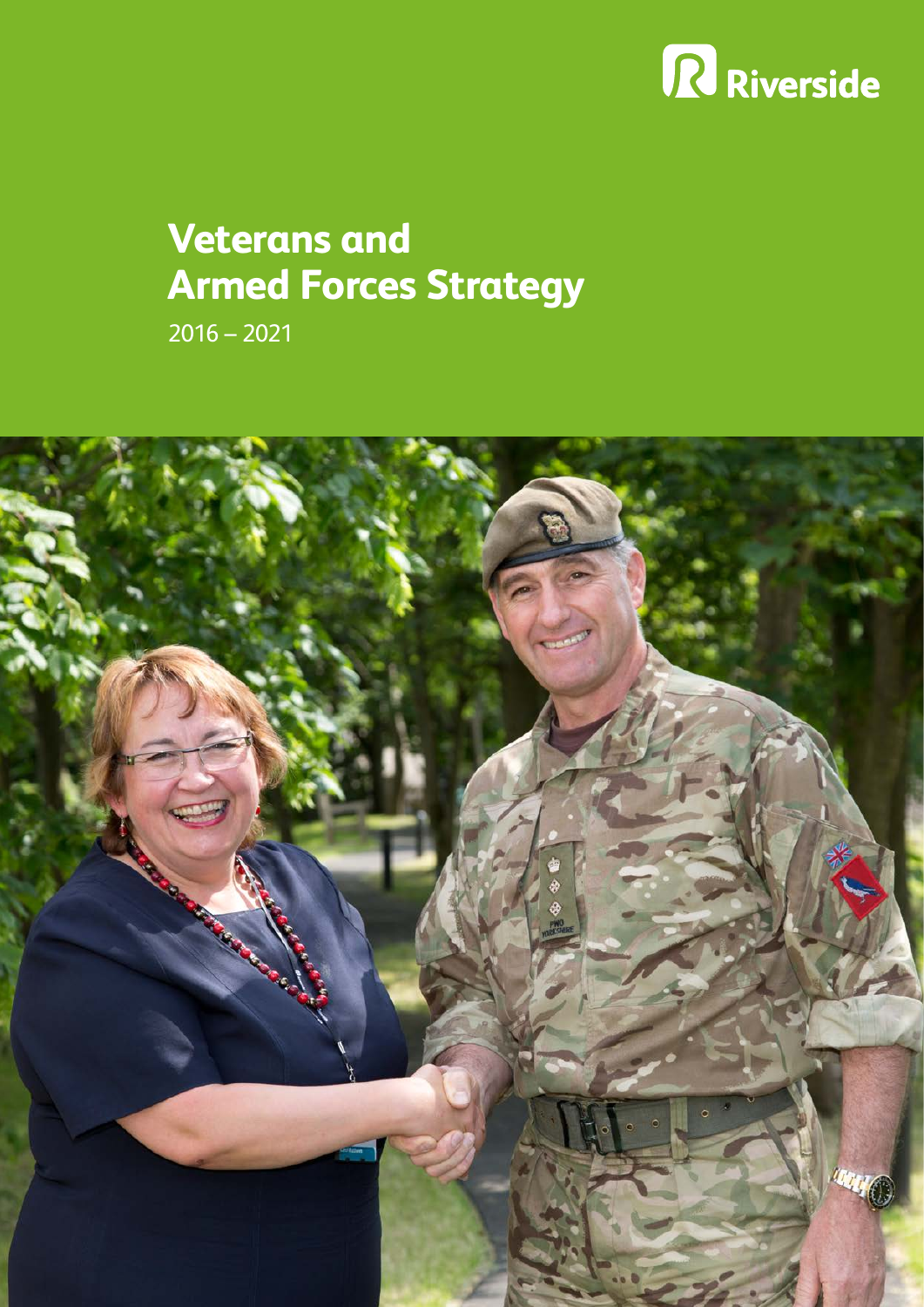Riverside

# Veterans and Armed Forces Strategy

2016 – 2021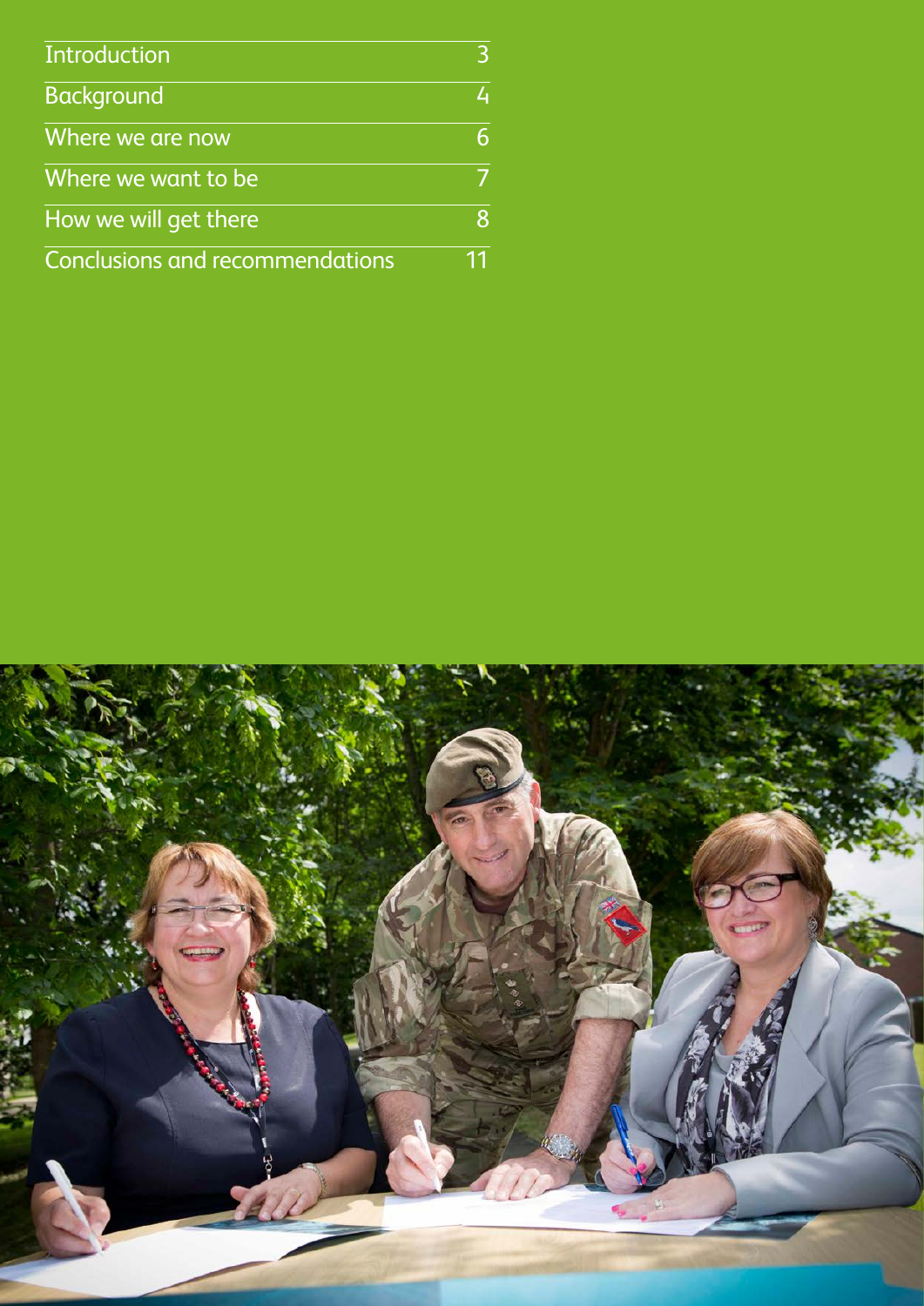| | |
|---|---|
| Introduction | 3 |
| Background | 4 |
| Where we are now | 6 |
| Where we want to be | 7 |
| How we will get there | 8 |
| Conclusions and recommendations | 11 |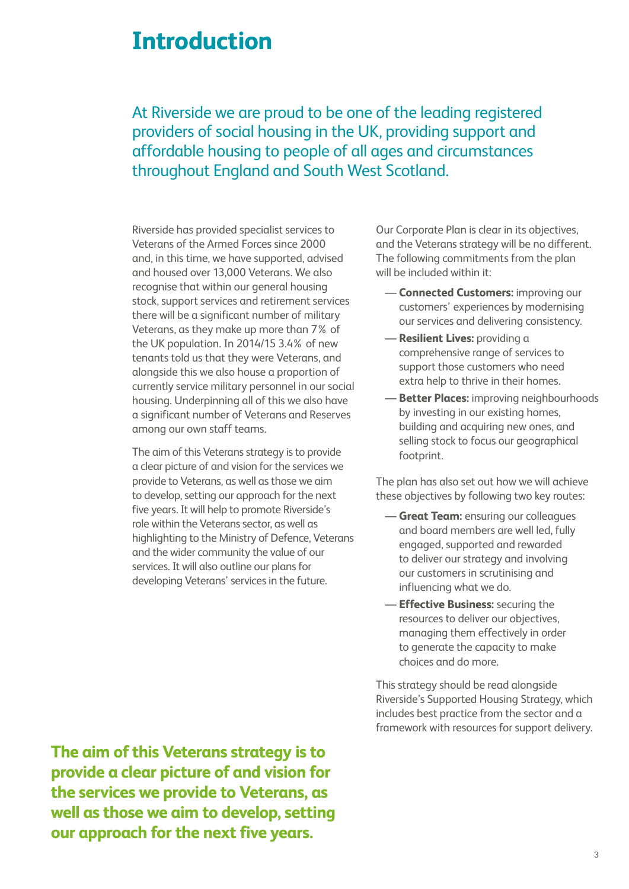# Introduction

At Riverside we are proud to be one of the leading registered providers of social housing in the UK, providing support and affordable housing to people of all ages and circumstances throughout England and South West Scotland.

Riverside has provided specialist services to Veterans of the Armed Forces since 2000 and, in this time, we have supported, advised and housed over 13,000 Veterans. We also recognise that within our general housing stock, support services and retirement services there will be a significant number of military Veterans, as they make up more than 7% of the UK population. In 2014/15 3.4% of new tenants told us that they were Veterans, and alongside this we also house a proportion of currently service military personnel in our social housing. Underpinning all of this we also have a significant number of Veterans and Reserves among our own staff teams.

The aim of this Veterans strategy is to provide a clear picture of and vision for the services we provide to Veterans, as well as those we aim to develop, setting our approach for the next five years. It will help to promote Riverside's role within the Veterans sector, as well as highlighting to the Ministry of Defence, Veterans and the wider community the value of our services. It will also outline our plans for developing Veterans' services in the future.

Our Corporate Plan is clear in its objectives, and the Veterans strategy will be no different. The following commitments from the plan will be included within it:

- **Connected Customers:** improving our customers' experiences by modernising our services and delivering consistency.
- **Resilient Lives:** providing a comprehensive range of services to support those customers who need extra help to thrive in their homes.
- **Better Places:** improving neighbourhoods by investing in our existing homes, building and acquiring new ones, and selling stock to focus our geographical footprint.

The plan has also set out how we will achieve these objectives by following two key routes:

- **Great Team:** ensuring our colleagues and board members are well led, fully engaged, supported and rewarded to deliver our strategy and involving our customers in scrutinising and influencing what we do.
- **Effective Business:** securing the resources to deliver our objectives, managing them effectively in order to generate the capacity to make choices and do more.

This strategy should be read alongside Riverside's Supported Housing Strategy, which includes best practice from the sector and a framework with resources for support delivery.

**The aim of this Veterans strategy is to provide a clear picture of and vision for the services we provide to Veterans, as well as those we aim to develop, setting our approach for the next five years.**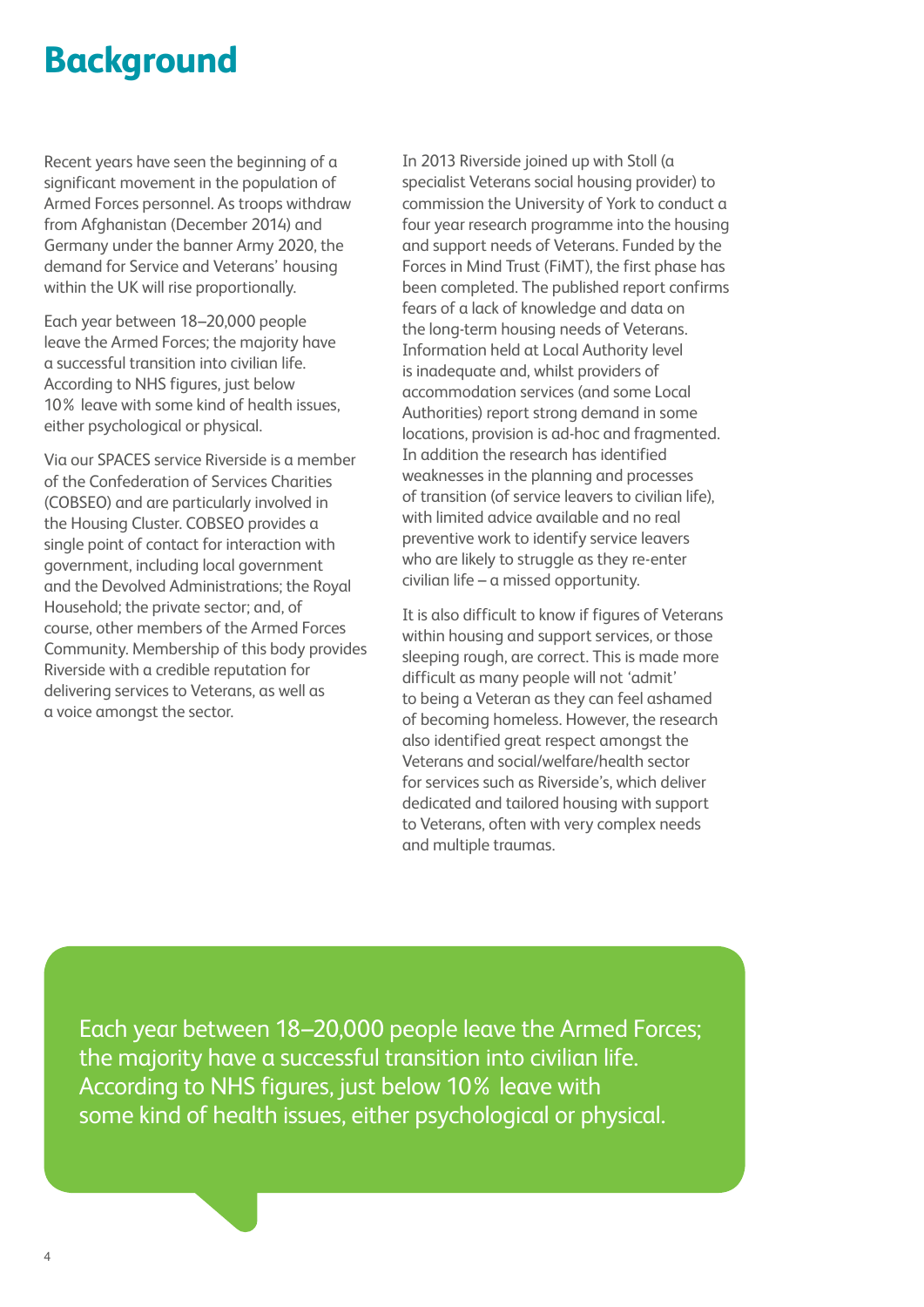# Background

Recent years have seen the beginning of a significant movement in the population of Armed Forces personnel. As troops withdraw from Afghanistan (December 2014) and Germany under the banner Army 2020, the demand for Service and Veterans' housing within the UK will rise proportionally.

Each year between 18–20,000 people leave the Armed Forces; the majority have a successful transition into civilian life. According to NHS figures, just below 10% leave with some kind of health issues, either psychological or physical.

Via our SPACES service Riverside is a member of the Confederation of Services Charities (COBSEO) and are particularly involved in the Housing Cluster. COBSEO provides a single point of contact for interaction with government, including local government and the Devolved Administrations; the Royal Household; the private sector; and, of course, other members of the Armed Forces Community. Membership of this body provides Riverside with a credible reputation for delivering services to Veterans, as well as a voice amongst the sector.

In 2013 Riverside joined up with Stoll (a specialist Veterans social housing provider) to commission the University of York to conduct a four year research programme into the housing and support needs of Veterans. Funded by the Forces in Mind Trust (FiMT), the first phase has been completed. The published report confirms fears of a lack of knowledge and data on the long-term housing needs of Veterans. Information held at Local Authority level is inadequate and, whilst providers of accommodation services (and some Local Authorities) report strong demand in some locations, provision is ad-hoc and fragmented. In addition the research has identified weaknesses in the planning and processes of transition (of service leavers to civilian life), with limited advice available and no real preventive work to identify service leavers who are likely to struggle as they re-enter civilian life – a missed opportunity.

It is also difficult to know if figures of Veterans within housing and support services, or those sleeping rough, are correct. This is made more difficult as many people will not 'admit' to being a Veteran as they can feel ashamed of becoming homeless. However, the research also identified great respect amongst the Veterans and social/welfare/health sector for services such as Riverside's, which deliver dedicated and tailored housing with support to Veterans, often with very complex needs and multiple traumas.

Each year between 18–20,000 people leave the Armed Forces; the majority have a successful transition into civilian life. According to NHS figures, just below 10% leave with some kind of health issues, either psychological or physical.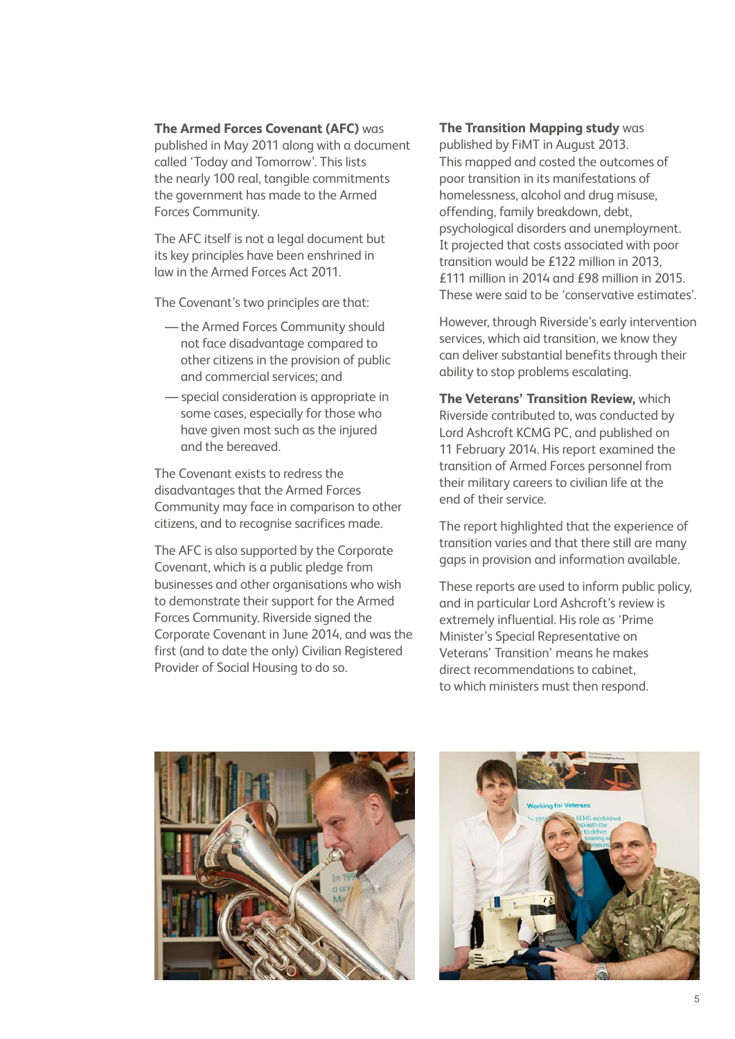**The Armed Forces Covenant (AFC)** was published in May 2011 along with a document called 'Today and Tomorrow'. This lists the nearly 100 real, tangible commitments the government has made to the Armed Forces Community.

The AFC itself is not a legal document but its key principles have been enshrined in law in the Armed Forces Act 2011.

The Covenant's two principles are that:

- the Armed Forces Community should not face disadvantage compared to other citizens in the provision of public and commercial services; and
- special consideration is appropriate in some cases, especially for those who have given most such as the injured and the bereaved.

The Covenant exists to redress the disadvantages that the Armed Forces Community may face in comparison to other citizens, and to recognise sacrifices made.

The AFC is also supported by the Corporate Covenant, which is a public pledge from businesses and other organisations who wish to demonstrate their support for the Armed Forces Community. Riverside signed the Corporate Covenant in June 2014, and was the first (and to date the only) Civilian Registered Provider of Social Housing to do so.

**The Transition Mapping study** was published by FiMT in August 2013. This mapped and costed the outcomes of poor transition in its manifestations of homelessness, alcohol and drug misuse, offending, family breakdown, debt, psychological disorders and unemployment. It projected that costs associated with poor transition would be £122 million in 2013, £111 million in 2014 and £98 million in 2015. These were said to be 'conservative estimates'.

However, through Riverside's early intervention services, which aid transition, we know they can deliver substantial benefits through their ability to stop problems escalating.

**The Veterans' Transition Review,** which Riverside contributed to, was conducted by Lord Ashcroft KCMG PC, and published on 11 February 2014. His report examined the transition of Armed Forces personnel from their military careers to civilian life at the end of their service.

The report highlighted that the experience of transition varies and that there still are many gaps in provision and information available.

These reports are used to inform public policy, and in particular Lord Ashcroft's review is extremely influential. His role as 'Prime Minister's Special Representative on Veterans' Transition' means he makes direct recommendations to cabinet, to which ministers must then respond.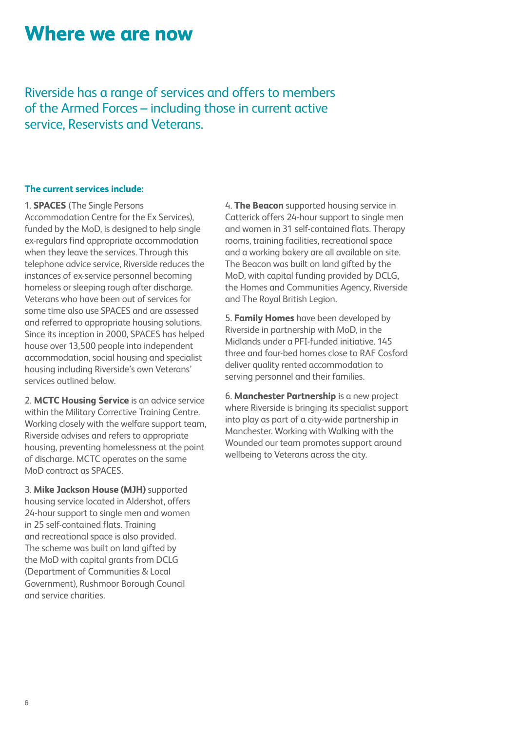# Where we are now

## Riverside has a range of services and offers to members of the Armed Forces – including those in current active service, Reservists and Veterans.

**The current services include:**

1. **SPACES** (The Single Persons Accommodation Centre for the Ex Services), funded by the MoD, is designed to help single ex-regulars find appropriate accommodation when they leave the services. Through this telephone advice service, Riverside reduces the instances of ex-service personnel becoming homeless or sleeping rough after discharge. Veterans who have been out of services for some time also use SPACES and are assessed and referred to appropriate housing solutions. Since its inception in 2000, SPACES has helped house over 13,500 people into independent accommodation, social housing and specialist housing including Riverside's own Veterans' services outlined below.

2. **MCTC Housing Service** is an advice service within the Military Corrective Training Centre. Working closely with the welfare support team, Riverside advises and refers to appropriate housing, preventing homelessness at the point of discharge. MCTC operates on the same MoD contract as SPACES.

3. **Mike Jackson House (MJH)** supported housing service located in Aldershot, offers 24-hour support to single men and women in 25 self-contained flats. Training and recreational space is also provided. The scheme was built on land gifted by the MoD with capital grants from DCLG (Department of Communities & Local Government), Rushmoor Borough Council and service charities.

4. **The Beacon** supported housing service in Catterick offers 24-hour support to single men and women in 31 self-contained flats. Therapy rooms, training facilities, recreational space and a working bakery are all available on site. The Beacon was built on land gifted by the MoD, with capital funding provided by DCLG, the Homes and Communities Agency, Riverside and The Royal British Legion.

5. **Family Homes** have been developed by Riverside in partnership with MoD, in the Midlands under a PFI-funded initiative. 145 three and four-bed homes close to RAF Cosford deliver quality rented accommodation to serving personnel and their families.

6. **Manchester Partnership** is a new project where Riverside is bringing its specialist support into play as part of a city-wide partnership in Manchester. Working with Walking with the Wounded our team promotes support around wellbeing to Veterans across the city.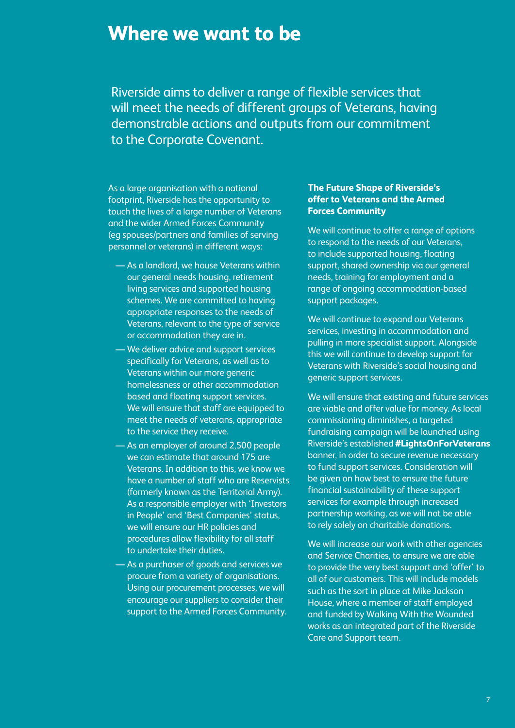# Where we want to be

Riverside aims to deliver a range of flexible services that will meet the needs of different groups of Veterans, having demonstrable actions and outputs from our commitment to the Corporate Covenant.

As a large organisation with a national footprint, Riverside has the opportunity to touch the lives of a large number of Veterans and the wider Armed Forces Community (eg spouses/partners and families of serving personnel or veterans) in different ways:

- As a landlord, we house Veterans within our general needs housing, retirement living services and supported housing schemes. We are committed to having appropriate responses to the needs of Veterans, relevant to the type of service or accommodation they are in.
- We deliver advice and support services specifically for Veterans, as well as to Veterans within our more generic homelessness or other accommodation based and floating support services. We will ensure that staff are equipped to meet the needs of veterans, appropriate to the service they receive.
- As an employer of around 2,500 people we can estimate that around 175 are Veterans. In addition to this, we know we have a number of staff who are Reservists (formerly known as the Territorial Army). As a responsible employer with 'Investors in People' and 'Best Companies' status, we will ensure our HR policies and procedures allow flexibility for all staff to undertake their duties.
- As a purchaser of goods and services we procure from a variety of organisations. Using our procurement processes, we will encourage our suppliers to consider their support to the Armed Forces Community.

**The Future Shape of Riverside's offer to Veterans and the Armed Forces Community**

We will continue to offer a range of options to respond to the needs of our Veterans, to include supported housing, floating support, shared ownership via our general needs, training for employment and a range of ongoing accommodation-based support packages.

We will continue to expand our Veterans services, investing in accommodation and pulling in more specialist support. Alongside this we will continue to develop support for Veterans with Riverside's social housing and generic support services.

We will ensure that existing and future services are viable and offer value for money. As local commissioning diminishes, a targeted fundraising campaign will be launched using Riverside's established **#LightsOnForVeterans** banner, in order to secure revenue necessary to fund support services. Consideration will be given on how best to ensure the future financial sustainability of these support services for example through increased partnership working, as we will not be able to rely solely on charitable donations.

We will increase our work with other agencies and Service Charities, to ensure we are able to provide the very best support and 'offer' to all of our customers. This will include models such as the sort in place at Mike Jackson House, where a member of staff employed and funded by Walking With the Wounded works as an integrated part of the Riverside Care and Support team.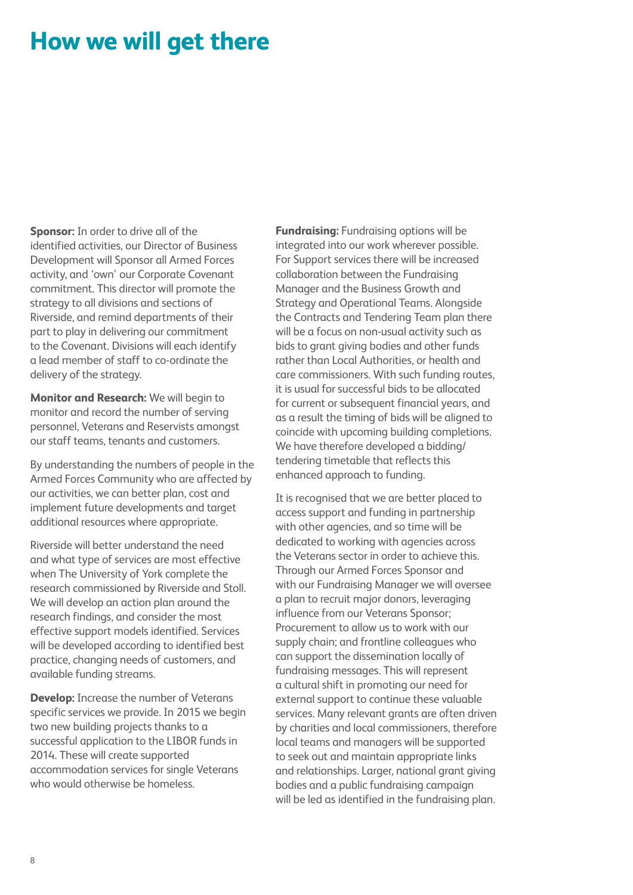# How we will get there

**Sponsor:** In order to drive all of the identified activities, our Director of Business Development will Sponsor all Armed Forces activity, and 'own' our Corporate Covenant commitment. This director will promote the strategy to all divisions and sections of Riverside, and remind departments of their part to play in delivering our commitment to the Covenant. Divisions will each identify a lead member of staff to co-ordinate the delivery of the strategy.

**Monitor and Research:** We will begin to monitor and record the number of serving personnel, Veterans and Reservists amongst our staff teams, tenants and customers.

By understanding the numbers of people in the Armed Forces Community who are affected by our activities, we can better plan, cost and implement future developments and target additional resources where appropriate.

Riverside will better understand the need and what type of services are most effective when The University of York complete the research commissioned by Riverside and Stoll. We will develop an action plan around the research findings, and consider the most effective support models identified. Services will be developed according to identified best practice, changing needs of customers, and available funding streams.

**Develop:** Increase the number of Veterans specific services we provide. In 2015 we begin two new building projects thanks to a successful application to the LIBOR funds in 2014. These will create supported accommodation services for single Veterans who would otherwise be homeless.

**Fundraising:** Fundraising options will be integrated into our work wherever possible. For Support services there will be increased collaboration between the Fundraising Manager and the Business Growth and Strategy and Operational Teams. Alongside the Contracts and Tendering Team plan there will be a focus on non-usual activity such as bids to grant giving bodies and other funds rather than Local Authorities, or health and care commissioners. With such funding routes, it is usual for successful bids to be allocated for current or subsequent financial years, and as a result the timing of bids will be aligned to coincide with upcoming building completions. We have therefore developed a bidding/tendering timetable that reflects this enhanced approach to funding.

It is recognised that we are better placed to access support and funding in partnership with other agencies, and so time will be dedicated to working with agencies across the Veterans sector in order to achieve this. Through our Armed Forces Sponsor and with our Fundraising Manager we will oversee a plan to recruit major donors, leveraging influence from our Veterans Sponsor; Procurement to allow us to work with our supply chain; and frontline colleagues who can support the dissemination locally of fundraising messages. This will represent a cultural shift in promoting our need for external support to continue these valuable services. Many relevant grants are often driven by charities and local commissioners, therefore local teams and managers will be supported to seek out and maintain appropriate links and relationships. Larger, national grant giving bodies and a public fundraising campaign will be led as identified in the fundraising plan.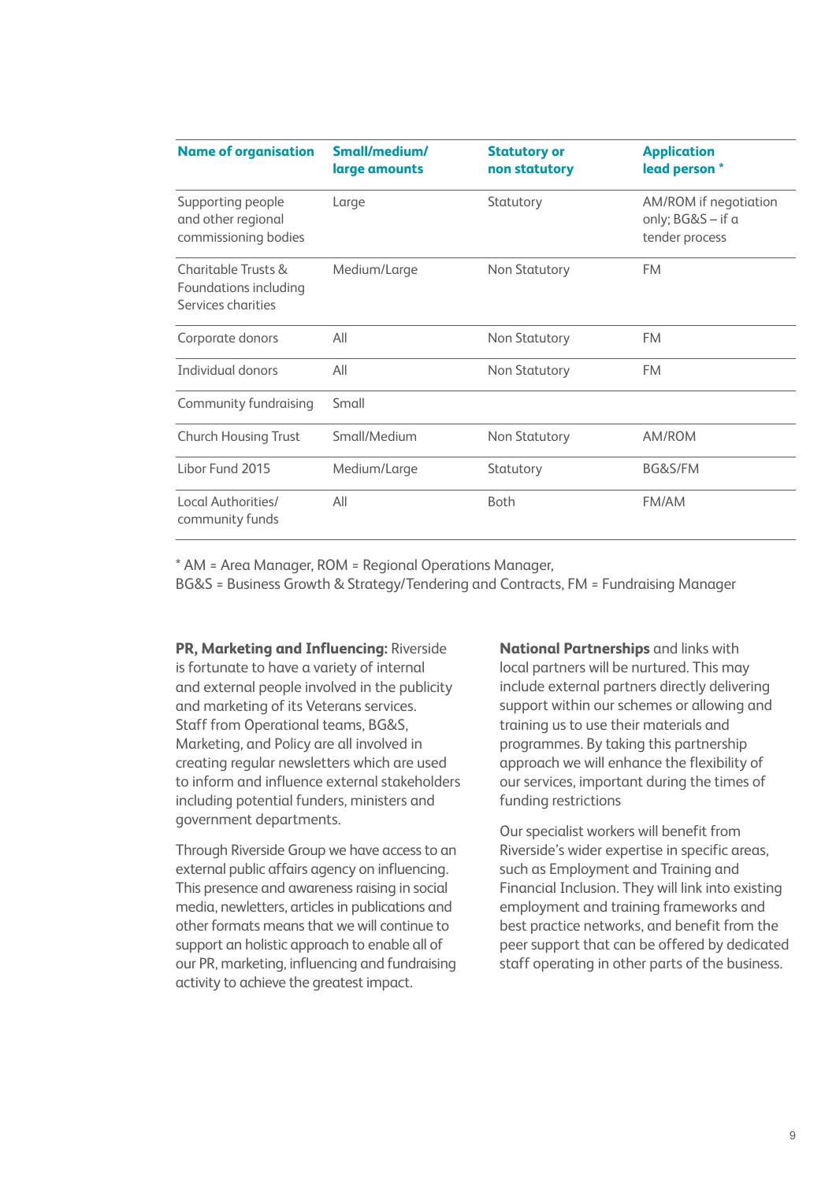| Name of organisation | Small/medium/ large amounts | Statutory or non statutory | Application lead person * |
|---|---|---|---|
| Supporting people and other regional commissioning bodies | Large | Statutory | AM/ROM if negotiation only; BG&S – if a tender process |
| Charitable Trusts & Foundations including Services charities | Medium/Large | Non Statutory | FM |
| Corporate donors | All | Non Statutory | FM |
| Individual donors | All | Non Statutory | FM |
| Community fundraising | Small | | |
| Church Housing Trust | Small/Medium | Non Statutory | AM/ROM |
| Libor Fund 2015 | Medium/Large | Statutory | BG&S/FM |
| Local Authorities/ community funds | All | Both | FM/AM |

* AM = Area Manager, ROM = Regional Operations Manager,
BG&S = Business Growth & Strategy/Tendering and Contracts, FM = Fundraising Manager

**PR, Marketing and Influencing:** Riverside is fortunate to have a variety of internal and external people involved in the publicity and marketing of its Veterans services. Staff from Operational teams, BG&S, Marketing, and Policy are all involved in creating regular newsletters which are used to inform and influence external stakeholders including potential funders, ministers and government departments.

Through Riverside Group we have access to an external public affairs agency on influencing. This presence and awareness raising in social media, newletters, articles in publications and other formats means that we will continue to support an holistic approach to enable all of our PR, marketing, influencing and fundraising activity to achieve the greatest impact.

**National Partnerships** and links with local partners will be nurtured. This may include external partners directly delivering support within our schemes or allowing and training us to use their materials and programmes. By taking this partnership approach we will enhance the flexibility of our services, important during the times of funding restrictions

Our specialist workers will benefit from Riverside's wider expertise in specific areas, such as Employment and Training and Financial Inclusion. They will link into existing employment and training frameworks and best practice networks, and benefit from the peer support that can be offered by dedicated staff operating in other parts of the business.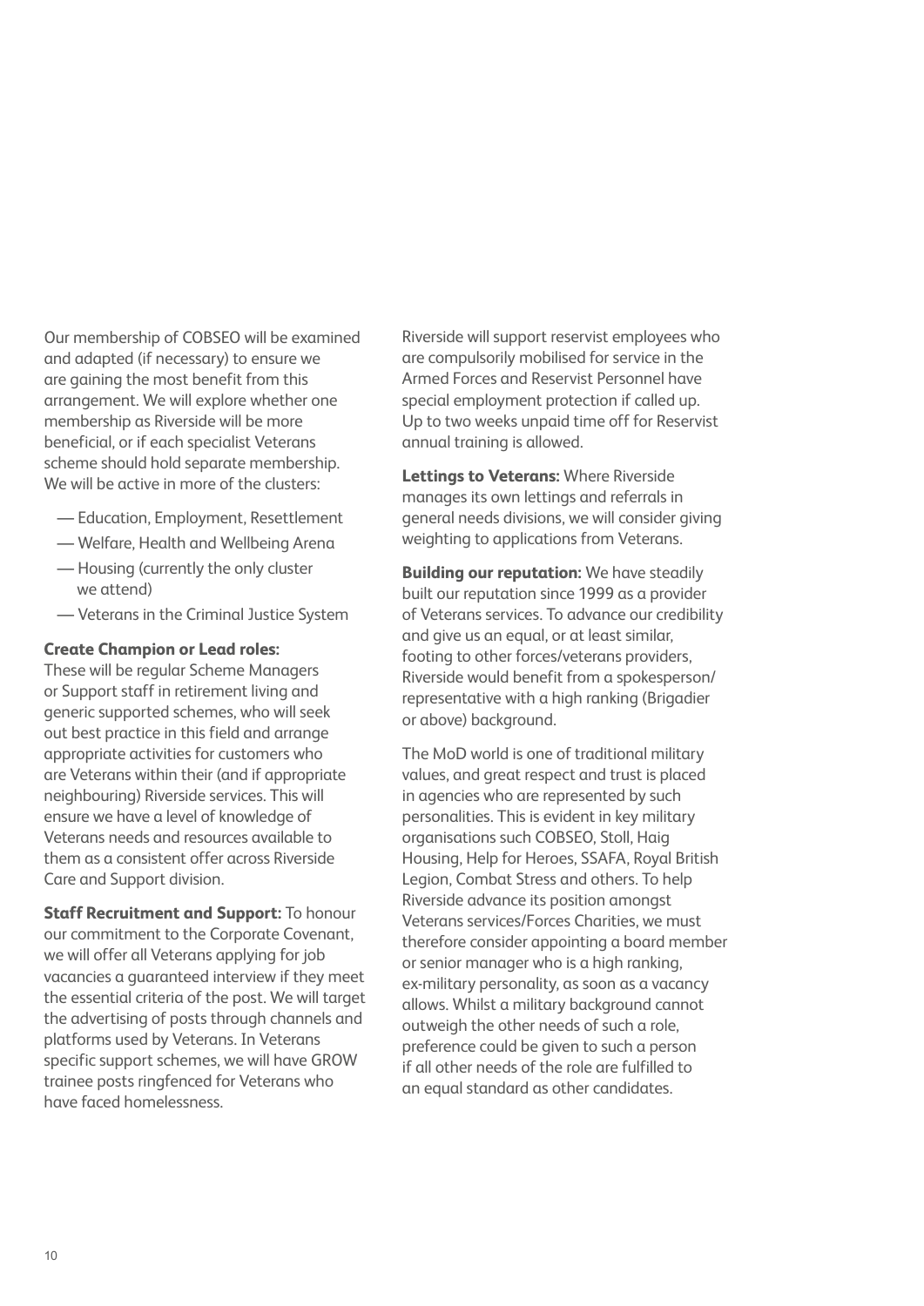Our membership of COBSEO will be examined and adapted (if necessary) to ensure we are gaining the most benefit from this arrangement. We will explore whether one membership as Riverside will be more beneficial, or if each specialist Veterans scheme should hold separate membership. We will be active in more of the clusters:

- Education, Employment, Resettlement
- Welfare, Health and Wellbeing Arena
- Housing (currently the only cluster we attend)
- Veterans in the Criminal Justice System

**Create Champion or Lead roles:**
These will be regular Scheme Managers or Support staff in retirement living and generic supported schemes, who will seek out best practice in this field and arrange appropriate activities for customers who are Veterans within their (and if appropriate neighbouring) Riverside services. This will ensure we have a level of knowledge of Veterans needs and resources available to them as a consistent offer across Riverside Care and Support division.

**Staff Recruitment and Support:** To honour our commitment to the Corporate Covenant, we will offer all Veterans applying for job vacancies a guaranteed interview if they meet the essential criteria of the post. We will target the advertising of posts through channels and platforms used by Veterans. In Veterans specific support schemes, we will have GROW trainee posts ringfenced for Veterans who have faced homelessness.

Riverside will support reservist employees who are compulsorily mobilised for service in the Armed Forces and Reservist Personnel have special employment protection if called up. Up to two weeks unpaid time off for Reservist annual training is allowed.

**Lettings to Veterans:** Where Riverside manages its own lettings and referrals in general needs divisions, we will consider giving weighting to applications from Veterans.

**Building our reputation:** We have steadily built our reputation since 1999 as a provider of Veterans services. To advance our credibility and give us an equal, or at least similar, footing to other forces/veterans providers, Riverside would benefit from a spokesperson/representative with a high ranking (Brigadier or above) background.

The MoD world is one of traditional military values, and great respect and trust is placed in agencies who are represented by such personalities. This is evident in key military organisations such COBSEO, Stoll, Haig Housing, Help for Heroes, SSAFA, Royal British Legion, Combat Stress and others. To help Riverside advance its position amongst Veterans services/Forces Charities, we must therefore consider appointing a board member or senior manager who is a high ranking, ex-military personality, as soon as a vacancy allows. Whilst a military background cannot outweigh the other needs of such a role, preference could be given to such a person if all other needs of the role are fulfilled to an equal standard as other candidates.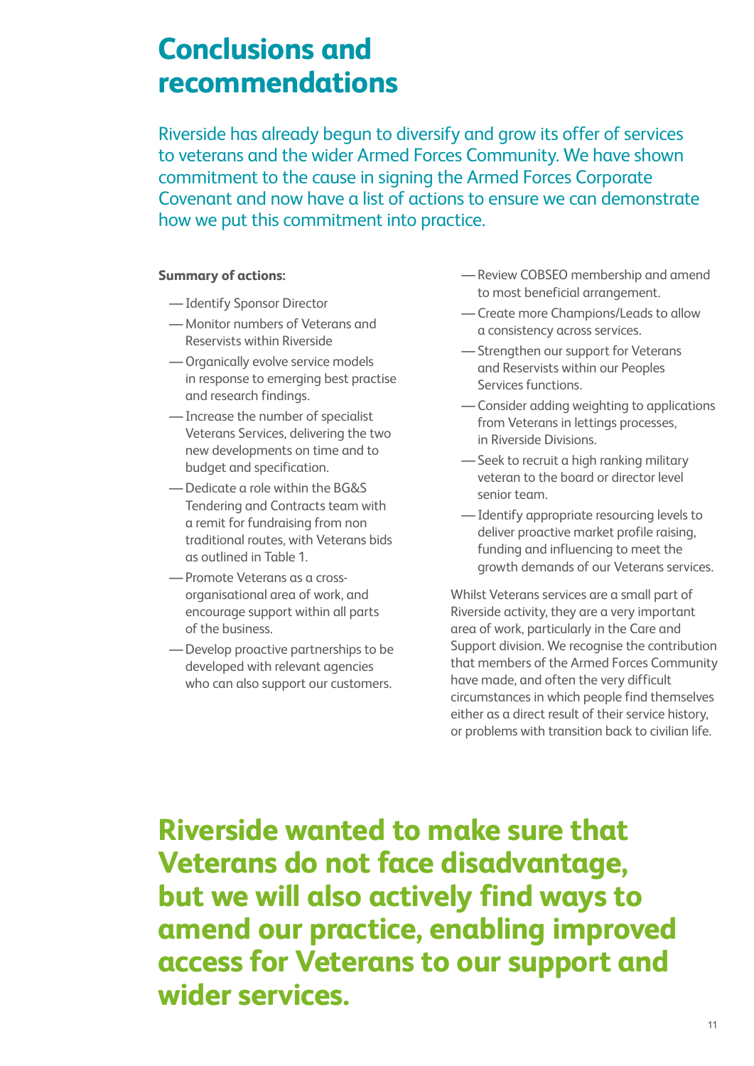# Conclusions and recommendations

Riverside has already begun to diversify and grow its offer of services to veterans and the wider Armed Forces Community. We have shown commitment to the cause in signing the Armed Forces Corporate Covenant and now have a list of actions to ensure we can demonstrate how we put this commitment into practice.

**Summary of actions:**

- Identify Sponsor Director
- Monitor numbers of Veterans and Reservists within Riverside
- Organically evolve service models in response to emerging best practise and research findings.
- Increase the number of specialist Veterans Services, delivering the two new developments on time and to budget and specification.
- Dedicate a role within the BG&S Tendering and Contracts team with a remit for fundraising from non traditional routes, with Veterans bids as outlined in Table 1.
- Promote Veterans as a cross-organisational area of work, and encourage support within all parts of the business.
- Develop proactive partnerships to be developed with relevant agencies who can also support our customers.
- Review COBSEO membership and amend to most beneficial arrangement.
- Create more Champions/Leads to allow a consistency across services.
- Strengthen our support for Veterans and Reservists within our Peoples Services functions.
- Consider adding weighting to applications from Veterans in lettings processes, in Riverside Divisions.
- Seek to recruit a high ranking military veteran to the board or director level senior team.
- Identify appropriate resourcing levels to deliver proactive market profile raising, funding and influencing to meet the growth demands of our Veterans services.

Whilst Veterans services are a small part of Riverside activity, they are a very important area of work, particularly in the Care and Support division. We recognise the contribution that members of the Armed Forces Community have made, and often the very difficult circumstances in which people find themselves either as a direct result of their service history, or problems with transition back to civilian life.

**Riverside wanted to make sure that Veterans do not face disadvantage, but we will also actively find ways to amend our practice, enabling improved access for Veterans to our support and wider services.**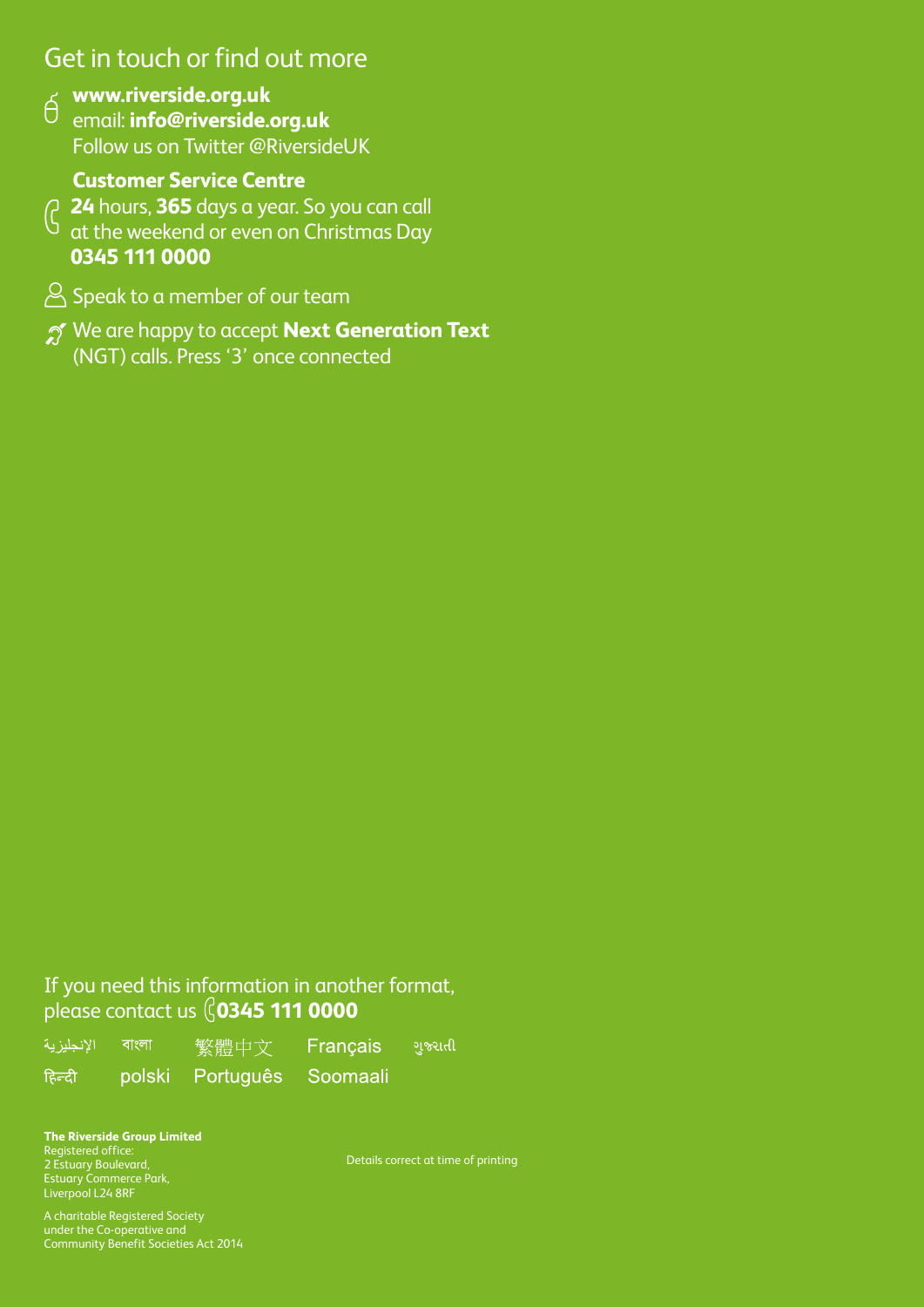## Get in touch or find out more

**www.riverside.org.uk**
email: **info@riverside.org.uk**
Follow us on Twitter @RiversideUK

**Customer Service Centre**
**24** hours, **365** days a year. So you can call at the weekend or even on Christmas Day
**0345 111 0000**

Speak to a member of our team

We are happy to accept **Next Generation Text** (NGT) calls. Press '3' once connected

If you need this information in another format, please contact us **0345 111 0000**

الإنجليزية বাংলা 繁體中文 Français ગુજરાતી
हिन्दी polski Português Soomaali

**The Riverside Group Limited**
Registered office:
2 Estuary Boulevard,
Estuary Commerce Park,
Liverpool L24 8RF

A charitable Registered Society under the Co-operative and Community Benefit Societies Act 2014

Details correct at time of printing